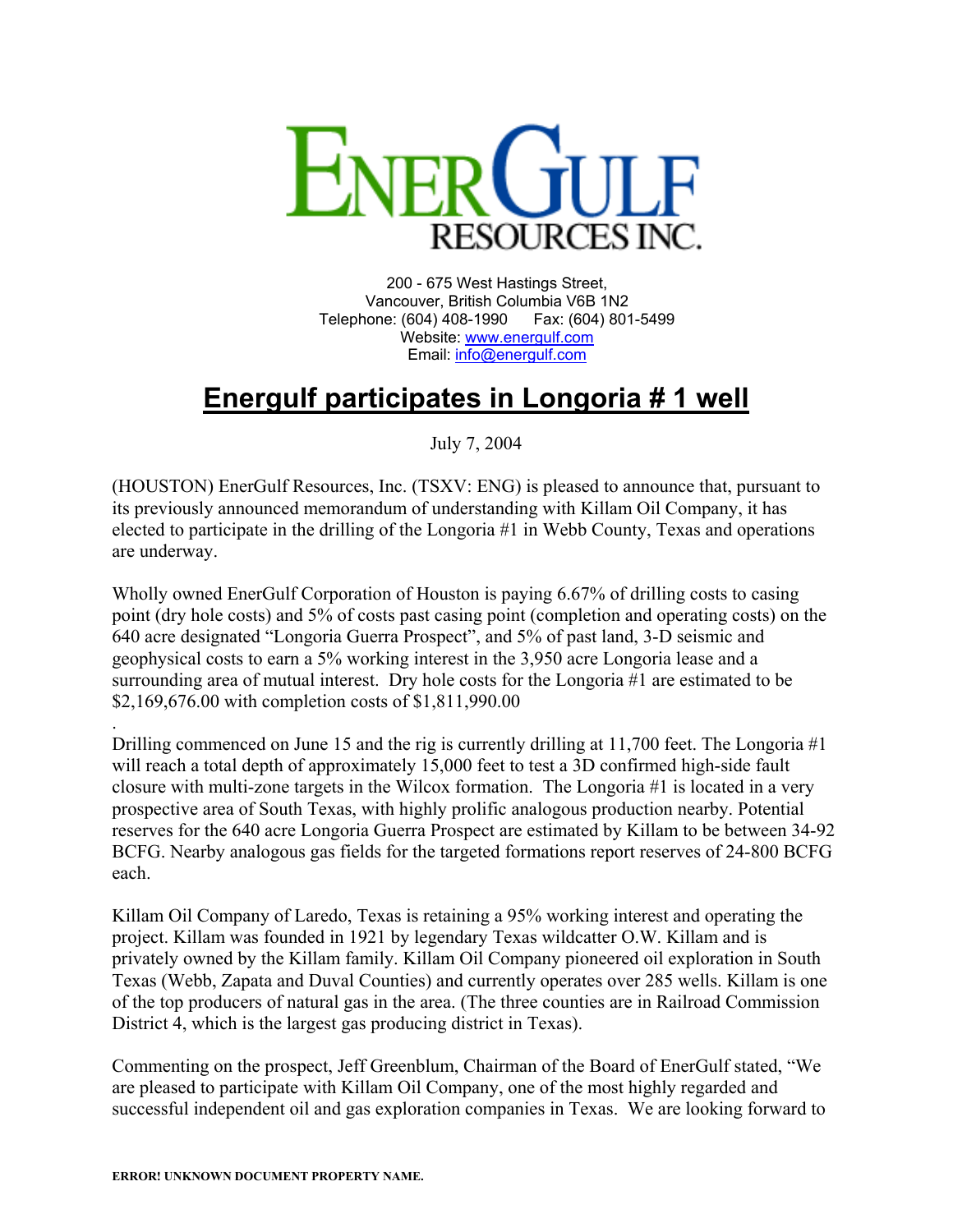# ENERGULF RESOURCES INC.

200 - 675 West Hastings Street,
Vancouver, British Columbia V6B 1N2
Telephone: (604) 408-1990 Fax: (604) 801-5499
Website: www.energulf.com
Email: info@energulf.com

## Energulf participates in Longoria # 1 well

July 7, 2004

(HOUSTON) EnerGulf Resources, Inc. (TSXV: ENG) is pleased to announce that, pursuant to its previously announced memorandum of understanding with Killam Oil Company, it has elected to participate in the drilling of the Longoria #1 in Webb County, Texas and operations are underway.

Wholly owned EnerGulf Corporation of Houston is paying 6.67% of drilling costs to casing point (dry hole costs) and 5% of costs past casing point (completion and operating costs) on the 640 acre designated "Longoria Guerra Prospect", and 5% of past land, 3-D seismic and geophysical costs to earn a 5% working interest in the 3,950 acre Longoria lease and a surrounding area of mutual interest. Dry hole costs for the Longoria #1 are estimated to be $2,169,676.00 with completion costs of $1,811,990.00

.
Drilling commenced on June 15 and the rig is currently drilling at 11,700 feet. The Longoria #1 will reach a total depth of approximately 15,000 feet to test a 3D confirmed high-side fault closure with multi-zone targets in the Wilcox formation. The Longoria #1 is located in a very prospective area of South Texas, with highly prolific analogous production nearby. Potential reserves for the 640 acre Longoria Guerra Prospect are estimated by Killam to be between 34-92 BCFG. Nearby analogous gas fields for the targeted formations report reserves of 24-800 BCFG each.

Killam Oil Company of Laredo, Texas is retaining a 95% working interest and operating the project. Killam was founded in 1921 by legendary Texas wildcatter O.W. Killam and is privately owned by the Killam family. Killam Oil Company pioneered oil exploration in South Texas (Webb, Zapata and Duval Counties) and currently operates over 285 wells. Killam is one of the top producers of natural gas in the area. (The three counties are in Railroad Commission District 4, which is the largest gas producing district in Texas).

Commenting on the prospect, Jeff Greenblum, Chairman of the Board of EnerGulf stated, "We are pleased to participate with Killam Oil Company, one of the most highly regarded and successful independent oil and gas exploration companies in Texas. We are looking forward to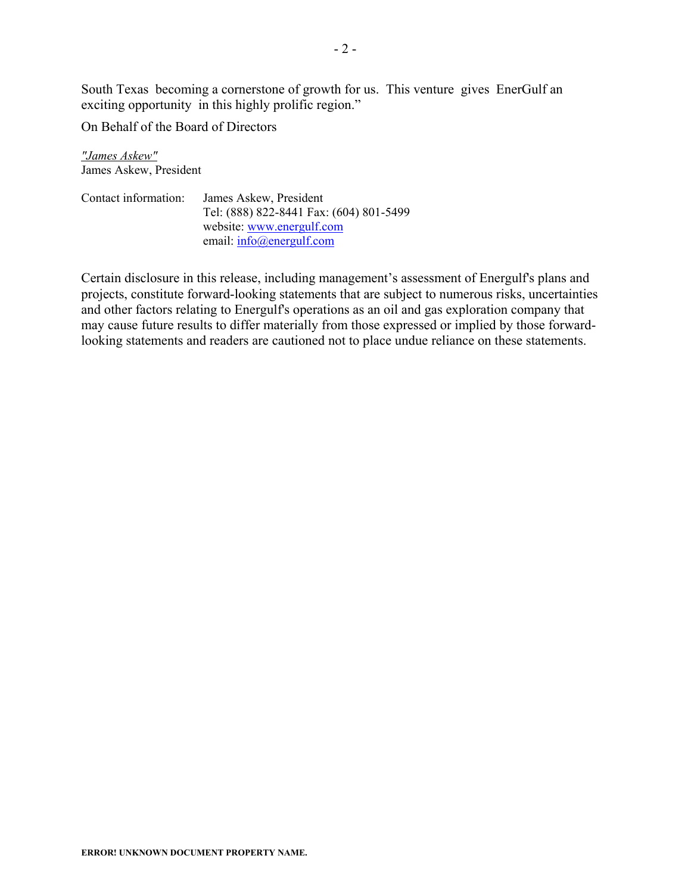South Texas becoming a cornerstone of growth for us. This venture gives EnerGulf an exciting opportunity in this highly prolific region."

On Behalf of the Board of Directors

*"James Askew"*
James Askew, President

Contact information: James Askew, President
Tel: (888) 822-8441 Fax: (604) 801-5499
website: www.energulf.com
email: info@energulf.com

Certain disclosure in this release, including management's assessment of Energulf's plans and projects, constitute forward-looking statements that are subject to numerous risks, uncertainties and other factors relating to Energulf's operations as an oil and gas exploration company that may cause future results to differ materially from those expressed or implied by those forward-looking statements and readers are cautioned not to place undue reliance on these statements.

**ERROR! UNKNOWN DOCUMENT PROPERTY NAME.**